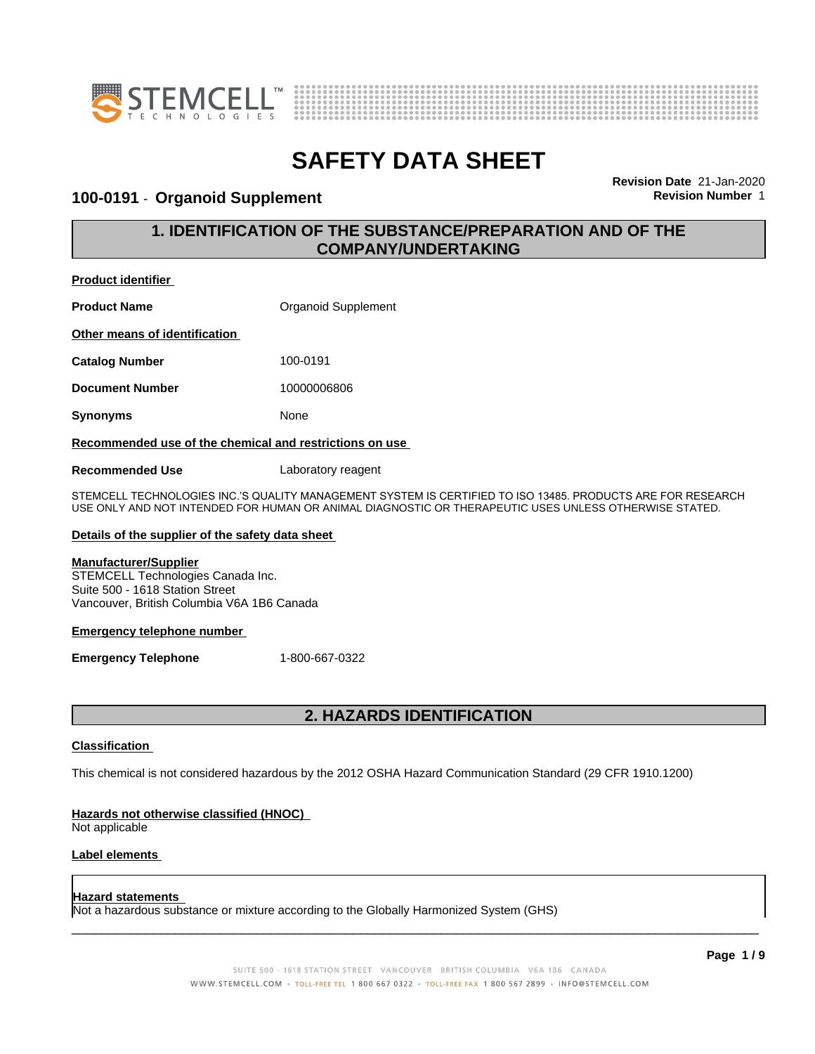# SAFETY DATA SHEET

**Revision Date** 21-Jan-2020
**Revision Number** 1

## 100-0191 - Organoid Supplement

## 1. IDENTIFICATION OF THE SUBSTANCE/PREPARATION AND OF THE COMPANY/UNDERTAKING

**Product identifier**

**Product Name** Organoid Supplement

**Other means of identification**

**Catalog Number** 100-0191

**Document Number** 10000006806

**Synonyms** None

**Recommended use of the chemical and restrictions on use**

**Recommended Use** Laboratory reagent

STEMCELL TECHNOLOGIES INC.'S QUALITY MANAGEMENT SYSTEM IS CERTIFIED TO ISO 13485. PRODUCTS ARE FOR RESEARCH USE ONLY AND NOT INTENDED FOR HUMAN OR ANIMAL DIAGNOSTIC OR THERAPEUTIC USES UNLESS OTHERWISE STATED.

**Details of the supplier of the safety data sheet**

**Manufacturer/Supplier**
STEMCELL Technologies Canada Inc.
Suite 500 - 1618 Station Street
Vancouver, British Columbia V6A 1B6 Canada

**Emergency telephone number**

**Emergency Telephone** 1-800-667-0322

## 2. HAZARDS IDENTIFICATION

**Classification**

This chemical is not considered hazardous by the 2012 OSHA Hazard Communication Standard (29 CFR 1910.1200)

**Hazards not otherwise classified (HNOC)**
Not applicable

**Label elements**

**Hazard statements**
Not a hazardous substance or mixture according to the Globally Harmonized System (GHS)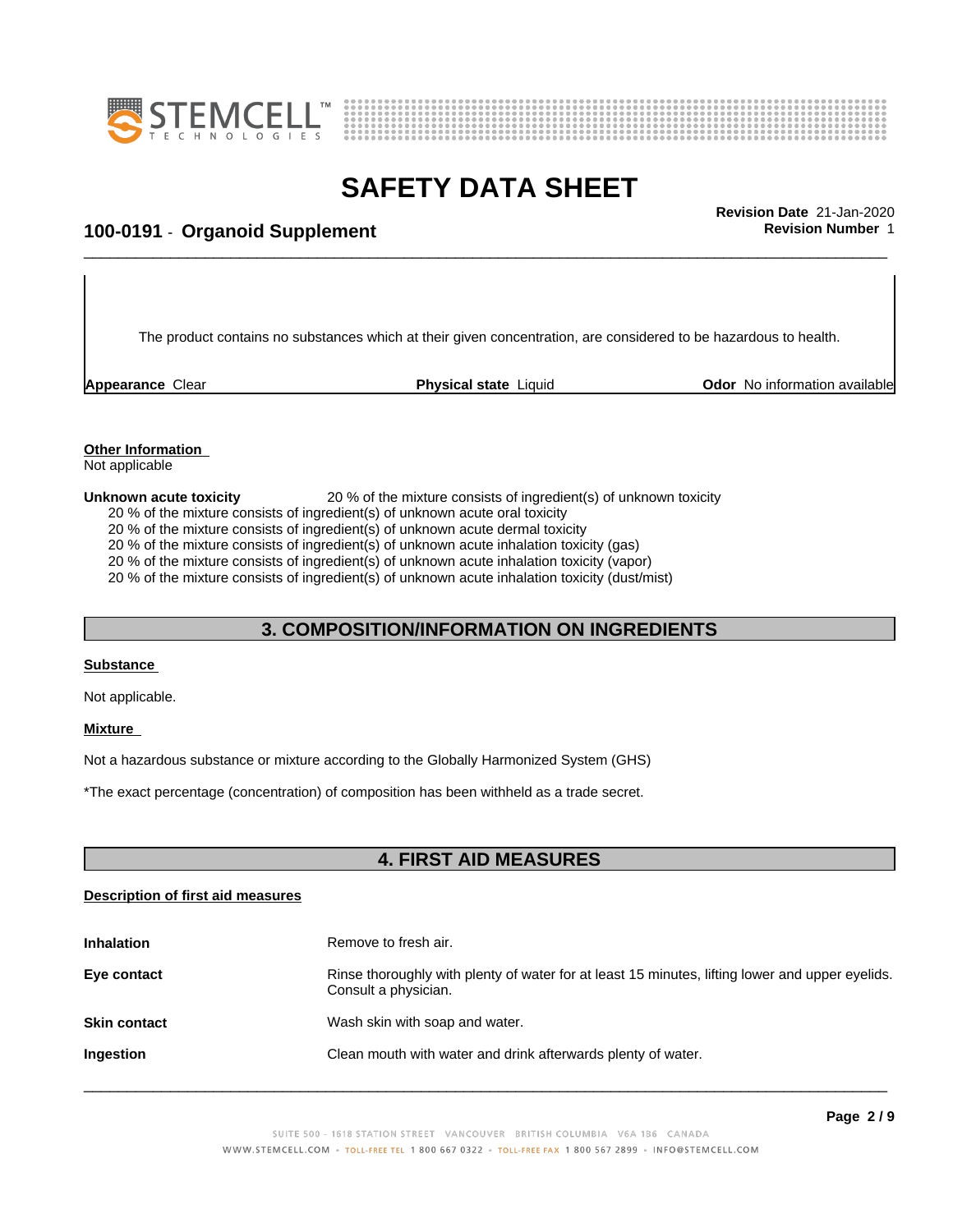The product contains no substances which at their given concentration, are considered to be hazardous to health.

| **Appearance** Clear | **Physical state** Liquid | **Odor** No information available |
|---|---|---|

**Other Information**

Not applicable

**Unknown acute toxicity** 20 % of the mixture consists of ingredient(s) of unknown toxicity

20 % of the mixture consists of ingredient(s) of unknown acute oral toxicity
20 % of the mixture consists of ingredient(s) of unknown acute dermal toxicity
20 % of the mixture consists of ingredient(s) of unknown acute inhalation toxicity (gas)
20 % of the mixture consists of ingredient(s) of unknown acute inhalation toxicity (vapor)
20 % of the mixture consists of ingredient(s) of unknown acute inhalation toxicity (dust/mist)

## 3. COMPOSITION/INFORMATION ON INGREDIENTS

**Substance**

Not applicable.

**Mixture**

Not a hazardous substance or mixture according to the Globally Harmonized System (GHS)

*The exact percentage (concentration) of composition has been withheld as a trade secret.

## 4. FIRST AID MEASURES

**Description of first aid measures**

| | |
|---|---|
| **Inhalation** | Remove to fresh air. |
| **Eye contact** | Rinse thoroughly with plenty of water for at least 15 minutes, lifting lower and upper eyelids. Consult a physician. |
| **Skin contact** | Wash skin with soap and water. |
| **Ingestion** | Clean mouth with water and drink afterwards plenty of water. |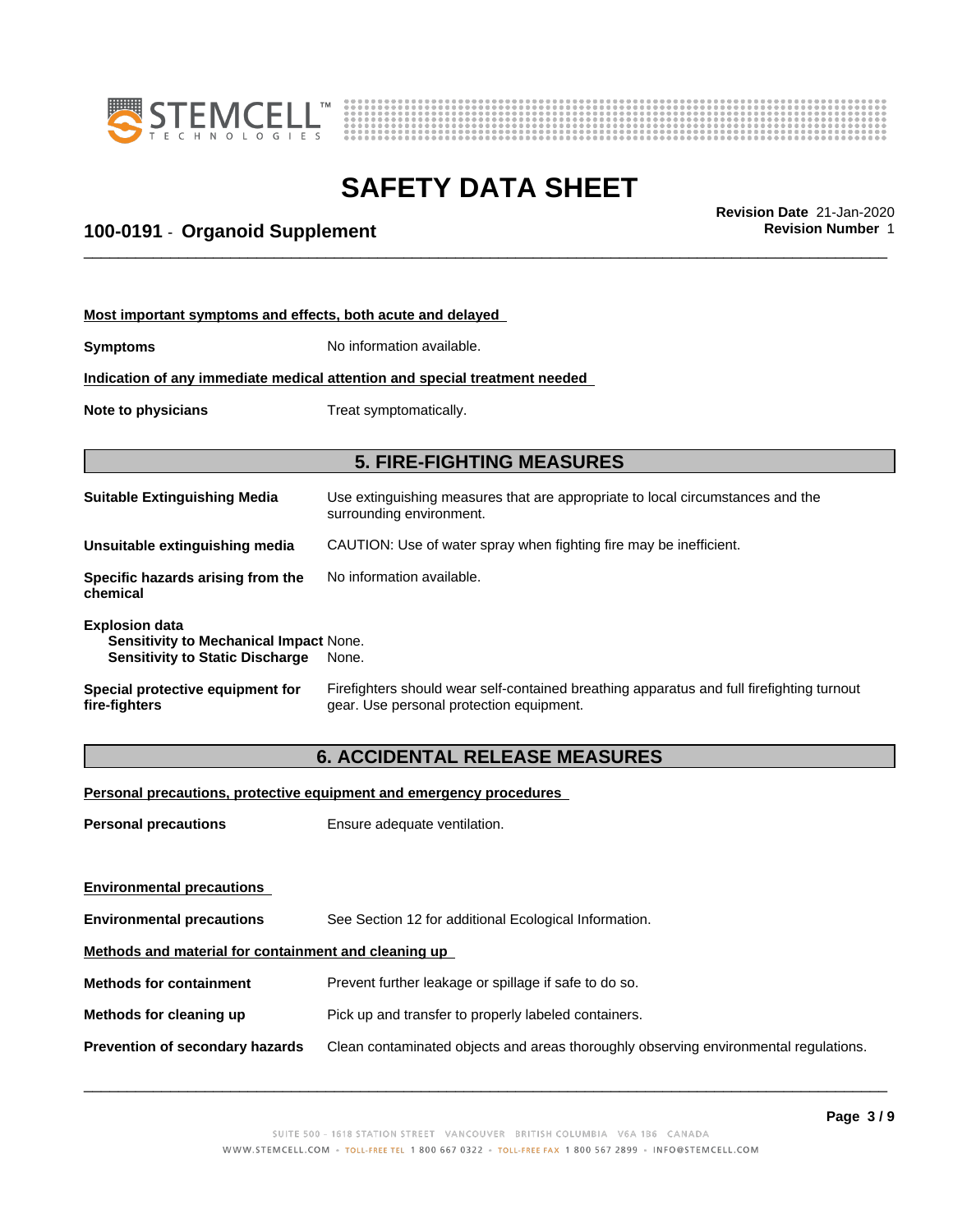**Most important symptoms and effects, both acute and delayed**

**Symptoms** No information available.

**Indication of any immediate medical attention and special treatment needed**

**Note to physicians** Treat symptomatically.

## 5. FIRE-FIGHTING MEASURES

**Suitable Extinguishing Media** Use extinguishing measures that are appropriate to local circumstances and the surrounding environment.

**Unsuitable extinguishing media** CAUTION: Use of water spray when fighting fire may be inefficient.

**Specific hazards arising from the chemical** No information available.

**Explosion data**
**Sensitivity to Mechanical Impact** None.
**Sensitivity to Static Discharge** None.

**Special protective equipment for fire-fighters** Firefighters should wear self-contained breathing apparatus and full firefighting turnout gear. Use personal protection equipment.

## 6. ACCIDENTAL RELEASE MEASURES

**Personal precautions, protective equipment and emergency procedures**

**Personal precautions** Ensure adequate ventilation.

**Environmental precautions**

**Environmental precautions** See Section 12 for additional Ecological Information.

**Methods and material for containment and cleaning up**

**Methods for containment** Prevent further leakage or spillage if safe to do so.

**Methods for cleaning up** Pick up and transfer to properly labeled containers.

**Prevention of secondary hazards** Clean contaminated objects and areas thoroughly observing environmental regulations.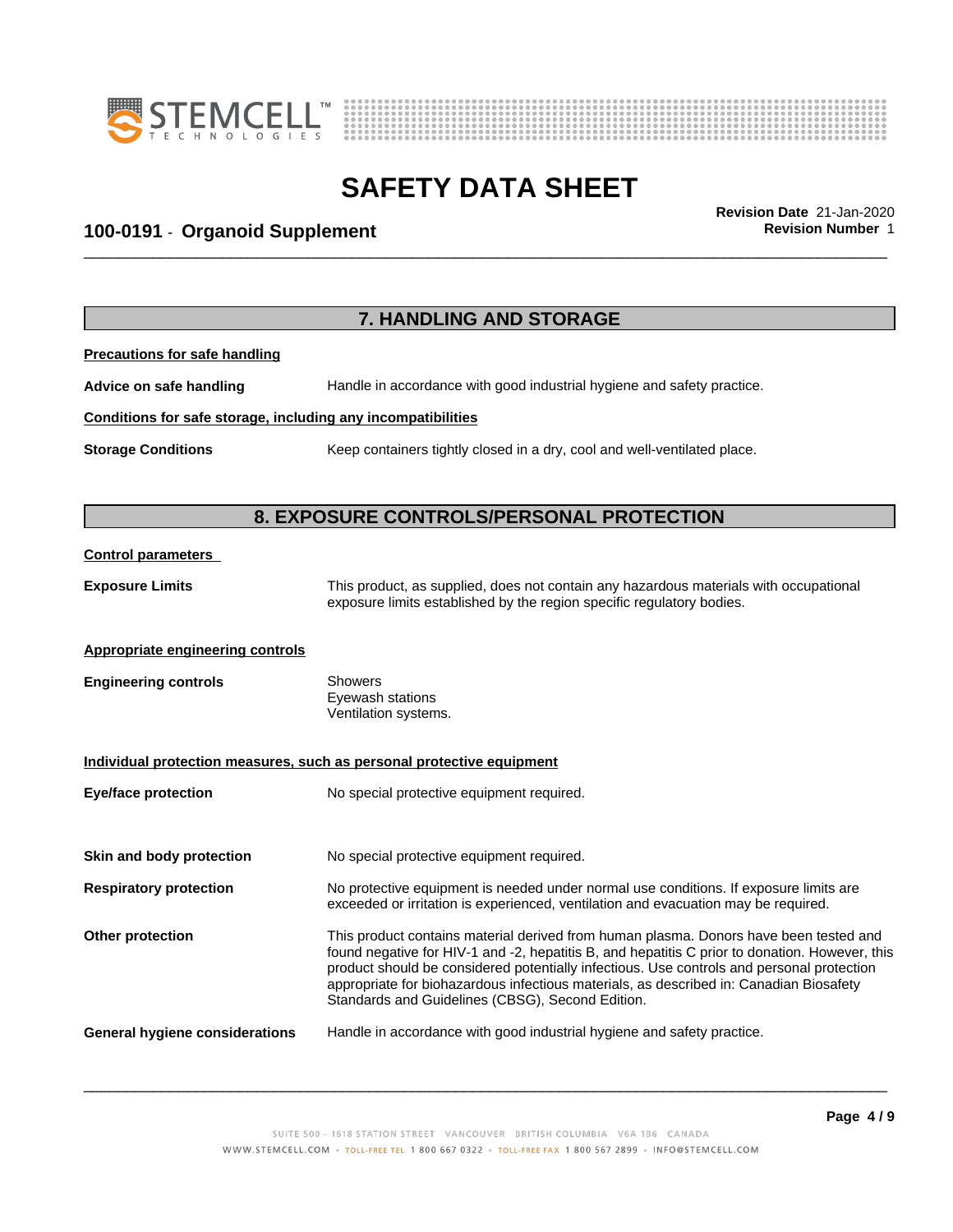## 7. HANDLING AND STORAGE

**Precautions for safe handling**

**Advice on safe handling** Handle in accordance with good industrial hygiene and safety practice.

**Conditions for safe storage, including any incompatibilities**

**Storage Conditions** Keep containers tightly closed in a dry, cool and well-ventilated place.

## 8. EXPOSURE CONTROLS/PERSONAL PROTECTION

**Control parameters**

**Exposure Limits** This product, as supplied, does not contain any hazardous materials with occupational exposure limits established by the region specific regulatory bodies.

**Appropriate engineering controls**

**Engineering controls** Showers
Eyewash stations
Ventilation systems.

**Individual protection measures, such as personal protective equipment**

**Eye/face protection** No special protective equipment required.

**Skin and body protection** No special protective equipment required.

**Respiratory protection** No protective equipment is needed under normal use conditions. If exposure limits are exceeded or irritation is experienced, ventilation and evacuation may be required.

**Other protection** This product contains material derived from human plasma. Donors have been tested and found negative for HIV-1 and -2, hepatitis B, and hepatitis C prior to donation. However, this product should be considered potentially infectious. Use controls and personal protection appropriate for biohazardous infectious materials, as described in: Canadian Biosafety Standards and Guidelines (CBSG), Second Edition.

**General hygiene considerations** Handle in accordance with good industrial hygiene and safety practice.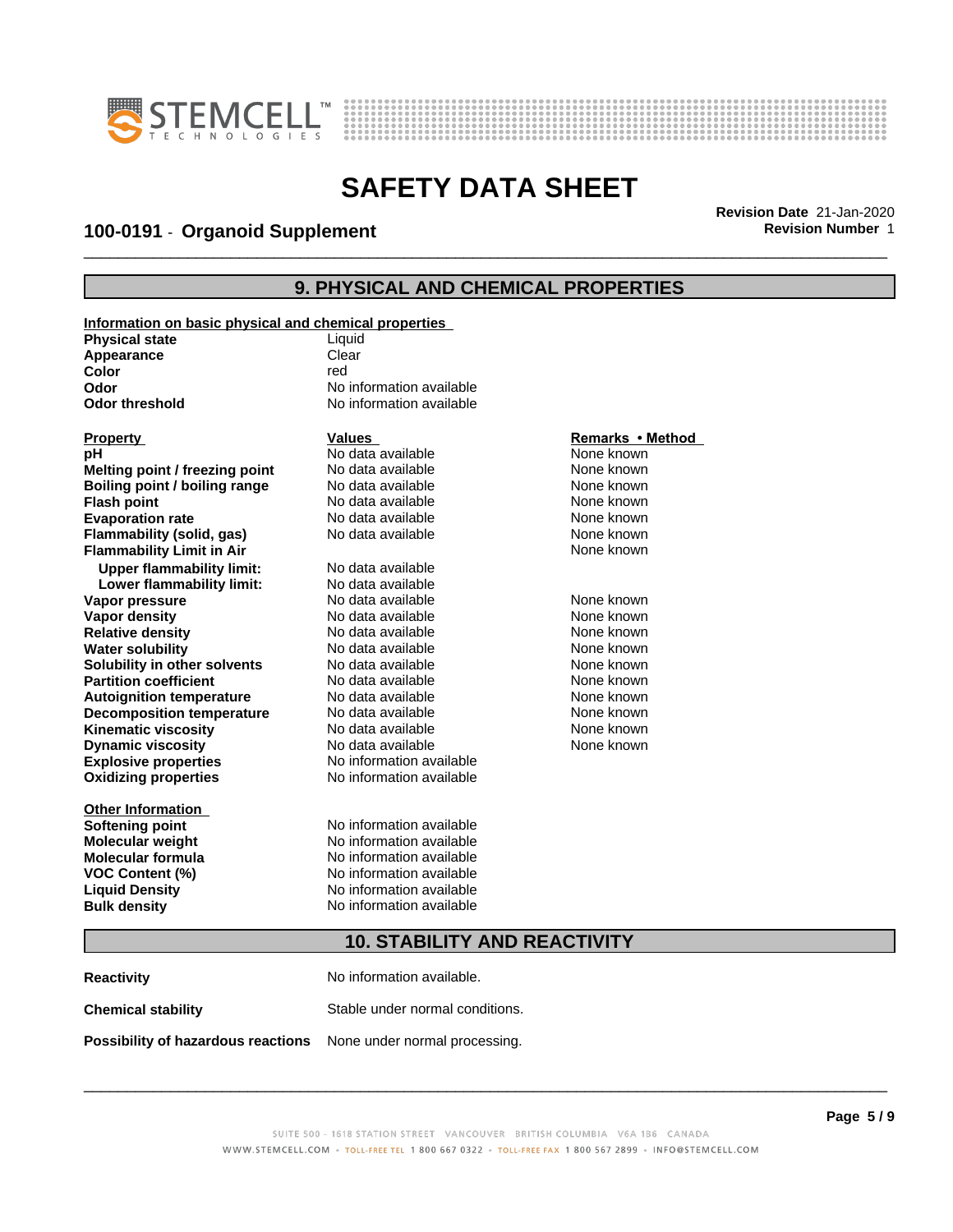## 9. PHYSICAL AND CHEMICAL PROPERTIES

**Information on basic physical and chemical properties**

| | |
|---|---|
| **Physical state** | Liquid |
| **Appearance** | Clear |
| **Color** | red |
| **Odor** | No information available |
| **Odor threshold** | No information available |

| Property | Values | Remarks • Method |
|---|---|---|
| **pH** | No data available | None known |
| **Melting point / freezing point** | No data available | None known |
| **Boiling point / boiling range** | No data available | None known |
| **Flash point** | No data available | None known |
| **Evaporation rate** | No data available | None known |
| **Flammability (solid, gas)** | No data available | None known |
| **Flammability Limit in Air** | | None known |
| **Upper flammability limit:** | No data available | |
| **Lower flammability limit:** | No data available | |
| **Vapor pressure** | No data available | None known |
| **Vapor density** | No data available | None known |
| **Relative density** | No data available | None known |
| **Water solubility** | No data available | None known |
| **Solubility in other solvents** | No data available | None known |
| **Partition coefficient** | No data available | None known |
| **Autoignition temperature** | No data available | None known |
| **Decomposition temperature** | No data available | None known |
| **Kinematic viscosity** | No data available | None known |
| **Dynamic viscosity** | No data available | None known |
| **Explosive properties** | No information available | |
| **Oxidizing properties** | No information available | |

**Other Information**

| | |
|---|---|
| **Softening point** | No information available |
| **Molecular weight** | No information available |
| **Molecular formula** | No information available |
| **VOC Content (%)** | No information available |
| **Liquid Density** | No information available |
| **Bulk density** | No information available |

## 10. STABILITY AND REACTIVITY

**Reactivity** No information available.

**Chemical stability** Stable under normal conditions.

**Possibility of hazardous reactions** None under normal processing.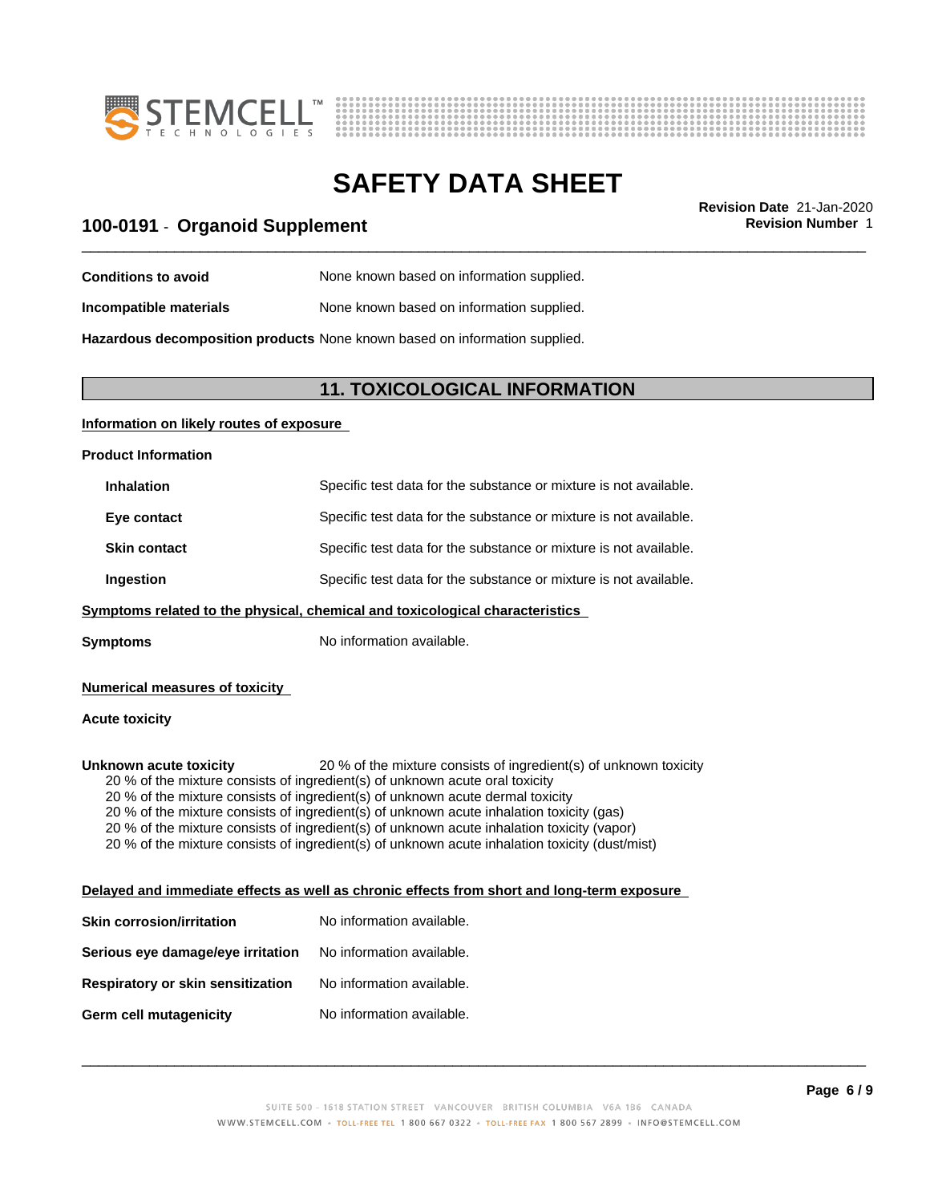**Conditions to avoid** None known based on information supplied.

**Incompatible materials** None known based on information supplied.

**Hazardous decomposition products** None known based on information supplied.

## 11. TOXICOLOGICAL INFORMATION

**Information on likely routes of exposure**

**Product Information**

| | |
|---|---|
| **Inhalation** | Specific test data for the substance or mixture is not available. |
| **Eye contact** | Specific test data for the substance or mixture is not available. |
| **Skin contact** | Specific test data for the substance or mixture is not available. |
| **Ingestion** | Specific test data for the substance or mixture is not available. |

**Symptoms related to the physical, chemical and toxicological characteristics**

**Symptoms** No information available.

**Numerical measures of toxicity**

**Acute toxicity**

**Unknown acute toxicity** 20 % of the mixture consists of ingredient(s) of unknown toxicity

20 % of the mixture consists of ingredient(s) of unknown acute oral toxicity
20 % of the mixture consists of ingredient(s) of unknown acute dermal toxicity
20 % of the mixture consists of ingredient(s) of unknown acute inhalation toxicity (gas)
20 % of the mixture consists of ingredient(s) of unknown acute inhalation toxicity (vapor)
20 % of the mixture consists of ingredient(s) of unknown acute inhalation toxicity (dust/mist)

**Delayed and immediate effects as well as chronic effects from short and long-term exposure**

| | |
|---|---|
| **Skin corrosion/irritation** | No information available. |
| **Serious eye damage/eye irritation** | No information available. |
| **Respiratory or skin sensitization** | No information available. |
| **Germ cell mutagenicity** | No information available. |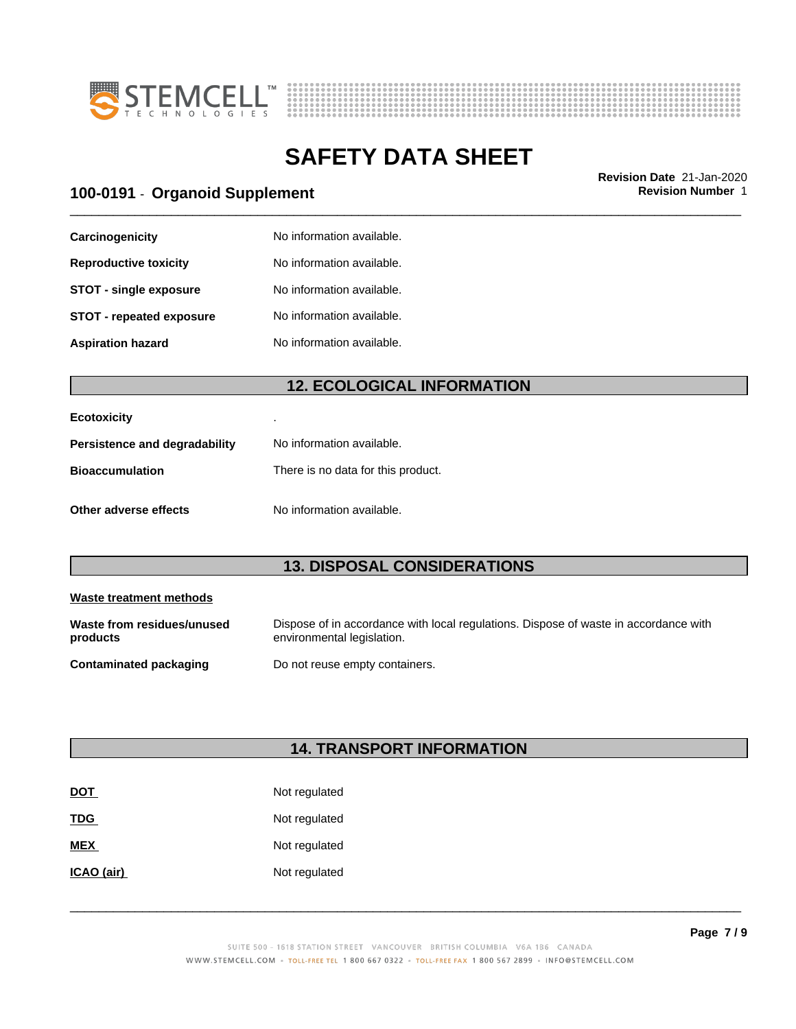| | |
|---|---|
| **Carcinogenicity** | No information available. |
| **Reproductive toxicity** | No information available. |
| **STOT - single exposure** | No information available. |
| **STOT - repeated exposure** | No information available. |
| **Aspiration hazard** | No information available. |

## 12. ECOLOGICAL INFORMATION

| | |
|---|---|
| **Ecotoxicity** | . |
| **Persistence and degradability** | No information available. |
| **Bioaccumulation** | There is no data for this product. |
| **Other adverse effects** | No information available. |

## 13. DISPOSAL CONSIDERATIONS

**Waste treatment methods**

| | |
|---|---|
| **Waste from residues/unused products** | Dispose of in accordance with local regulations. Dispose of waste in accordance with environmental legislation. |
| **Contaminated packaging** | Do not reuse empty containers. |

## 14. TRANSPORT INFORMATION

| | |
|---|---|
| **DOT** | Not regulated |
| **TDG** | Not regulated |
| **MEX** | Not regulated |
| **ICAO (air)** | Not regulated |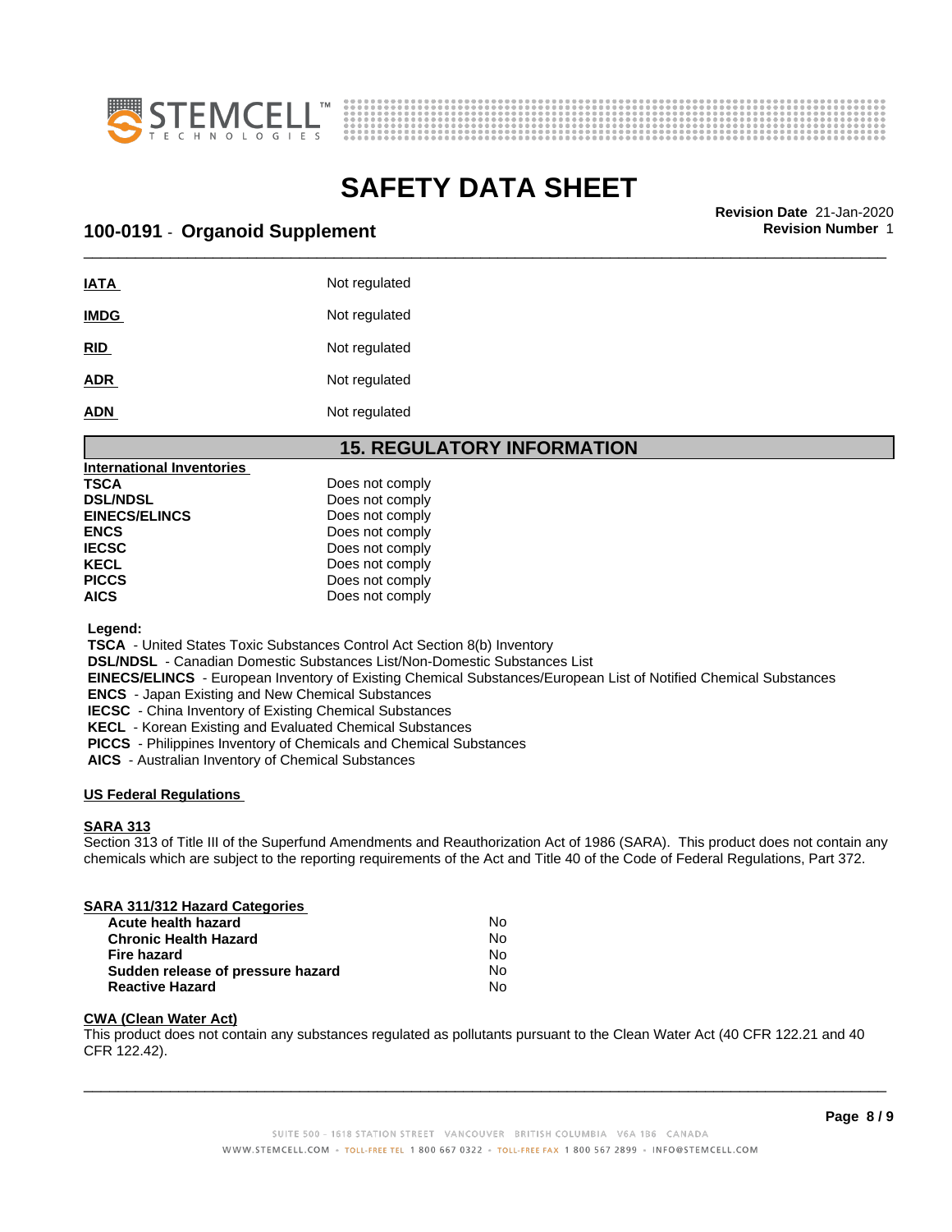| | |
|---|---|
| **IATA** | Not regulated |
| **IMDG** | Not regulated |
| **RID** | Not regulated |
| **ADR** | Not regulated |
| **ADN** | Not regulated |

## 15. REGULATORY INFORMATION

**International Inventories**

| | |
|---|---|
| **TSCA** | Does not comply |
| **DSL/NDSL** | Does not comply |
| **EINECS/ELINCS** | Does not comply |
| **ENCS** | Does not comply |
| **IECSC** | Does not comply |
| **KECL** | Does not comply |
| **PICCS** | Does not comply |
| **AICS** | Does not comply |

**Legend:**

**TSCA** - United States Toxic Substances Control Act Section 8(b) Inventory
**DSL/NDSL** - Canadian Domestic Substances List/Non-Domestic Substances List
**EINECS/ELINCS** - European Inventory of Existing Chemical Substances/European List of Notified Chemical Substances
**ENCS** - Japan Existing and New Chemical Substances
**IECSC** - China Inventory of Existing Chemical Substances
**KECL** - Korean Existing and Evaluated Chemical Substances
**PICCS** - Philippines Inventory of Chemicals and Chemical Substances
**AICS** - Australian Inventory of Chemical Substances

**US Federal Regulations**

**SARA 313**

Section 313 of Title III of the Superfund Amendments and Reauthorization Act of 1986 (SARA). This product does not contain any chemicals which are subject to the reporting requirements of the Act and Title 40 of the Code of Federal Regulations, Part 372.

**SARA 311/312 Hazard Categories**

| | |
|---|---|
| **Acute health hazard** | No |
| **Chronic Health Hazard** | No |
| **Fire hazard** | No |
| **Sudden release of pressure hazard** | No |
| **Reactive Hazard** | No |

**CWA (Clean Water Act)**

This product does not contain any substances regulated as pollutants pursuant to the Clean Water Act (40 CFR 122.21 and 40 CFR 122.42).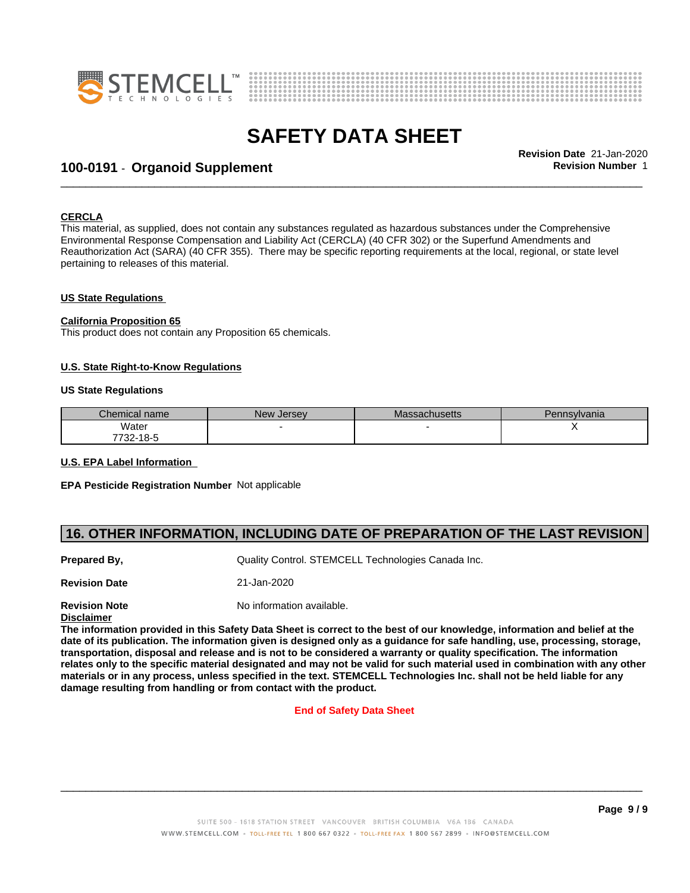#### CERCLA

This material, as supplied, does not contain any substances regulated as hazardous substances under the Comprehensive Environmental Response Compensation and Liability Act (CERCLA) (40 CFR 302) or the Superfund Amendments and Reauthorization Act (SARA) (40 CFR 355). There may be specific reporting requirements at the local, regional, or state level pertaining to releases of this material.

#### US State Regulations

#### California Proposition 65

This product does not contain any Proposition 65 chemicals.

#### U.S. State Right-to-Know Regulations

**US State Regulations**

| Chemical name | New Jersey | Massachusetts | Pennsylvania |
| --- | --- | --- | --- |
| Water<br>7732-18-5 | - | - | X |

#### U.S. EPA Label Information

**EPA Pesticide Registration Number** Not applicable

## 16. OTHER INFORMATION, INCLUDING DATE OF PREPARATION OF THE LAST REVISION

**Prepared By,** Quality Control. STEMCELL Technologies Canada Inc.

**Revision Date** 21-Jan-2020

**Revision Note** No information available.

**Disclaimer**

**The information provided in this Safety Data Sheet is correct to the best of our knowledge, information and belief at the date of its publication. The information given is designed only as a guidance for safe handling, use, processing, storage, transportation, disposal and release and is not to be considered a warranty or quality specification. The information relates only to the specific material designated and may not be valid for such material used in combination with any other materials or in any process, unless specified in the text. STEMCELL Technologies Inc. shall not be held liable for any damage resulting from handling or from contact with the product.**

**End of Safety Data Sheet**